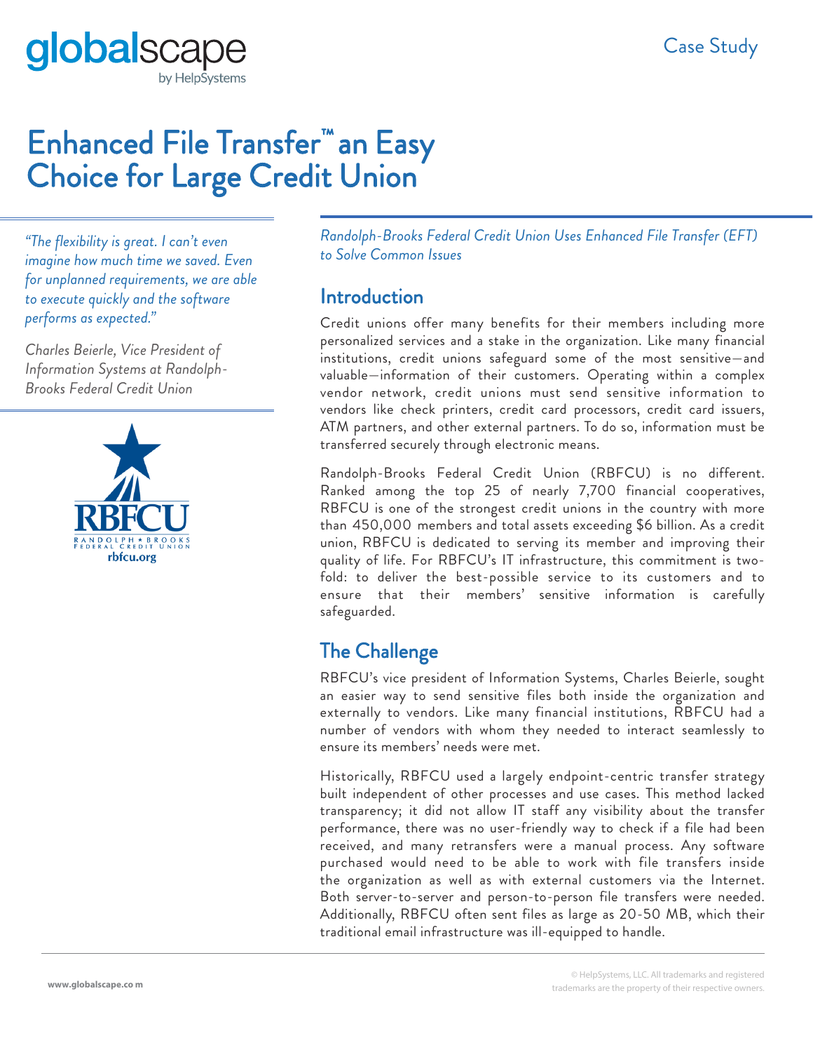# Enhanced File Transfer™ an Easy Choice for Large Credit Union

*"The flexibility is great. I can't even imagine how much time we saved. Even for unplanned requirements, we are able to execute quickly and the software performs as expected."*

*Charles Beierle, Vice President of Information Systems at Randolph-Brooks Federal Credit Union*

*Randolph-Brooks Federal Credit Union Uses Enhanced File Transfer (EFT) to Solve Common Issues*

## Introduction

Credit unions offer many benefits for their members including more personalized services and a stake in the organization. Like many financial institutions, credit unions safeguard some of the most sensitive—and valuable—information of their customers. Operating within a complex vendor network, credit unions must send sensitive information to vendors like check printers, credit card processors, credit card issuers, ATM partners, and other external partners. To do so, information must be transferred securely through electronic means.

Randolph-Brooks Federal Credit Union (RBFCU) is no different. Ranked among the top 25 of nearly 7,700 financial cooperatives, RBFCU is one of the strongest credit unions in the country with more than 450,000 members and total assets exceeding $6 billion. As a credit union, RBFCU is dedicated to serving its member and improving their quality of life. For RBFCU's IT infrastructure, this commitment is two-fold: to deliver the best-possible service to its customers and to ensure that their members' sensitive information is carefully safeguarded.

## The Challenge

RBFCU's vice president of Information Systems, Charles Beierle, sought an easier way to send sensitive files both inside the organization and externally to vendors. Like many financial institutions, RBFCU had a number of vendors with whom they needed to interact seamlessly to ensure its members' needs were met.

Historically, RBFCU used a largely endpoint-centric transfer strategy built independent of other processes and use cases. This method lacked transparency; it did not allow IT staff any visibility about the transfer performance, there was no user-friendly way to check if a file had been received, and many retransfers were a manual process. Any software purchased would need to be able to work with file transfers inside the organization as well as with external customers via the Internet. Both server-to-server and person-to-person file transfers were needed. Additionally, RBFCU often sent files as large as 20-50 MB, which their traditional email infrastructure was ill-equipped to handle.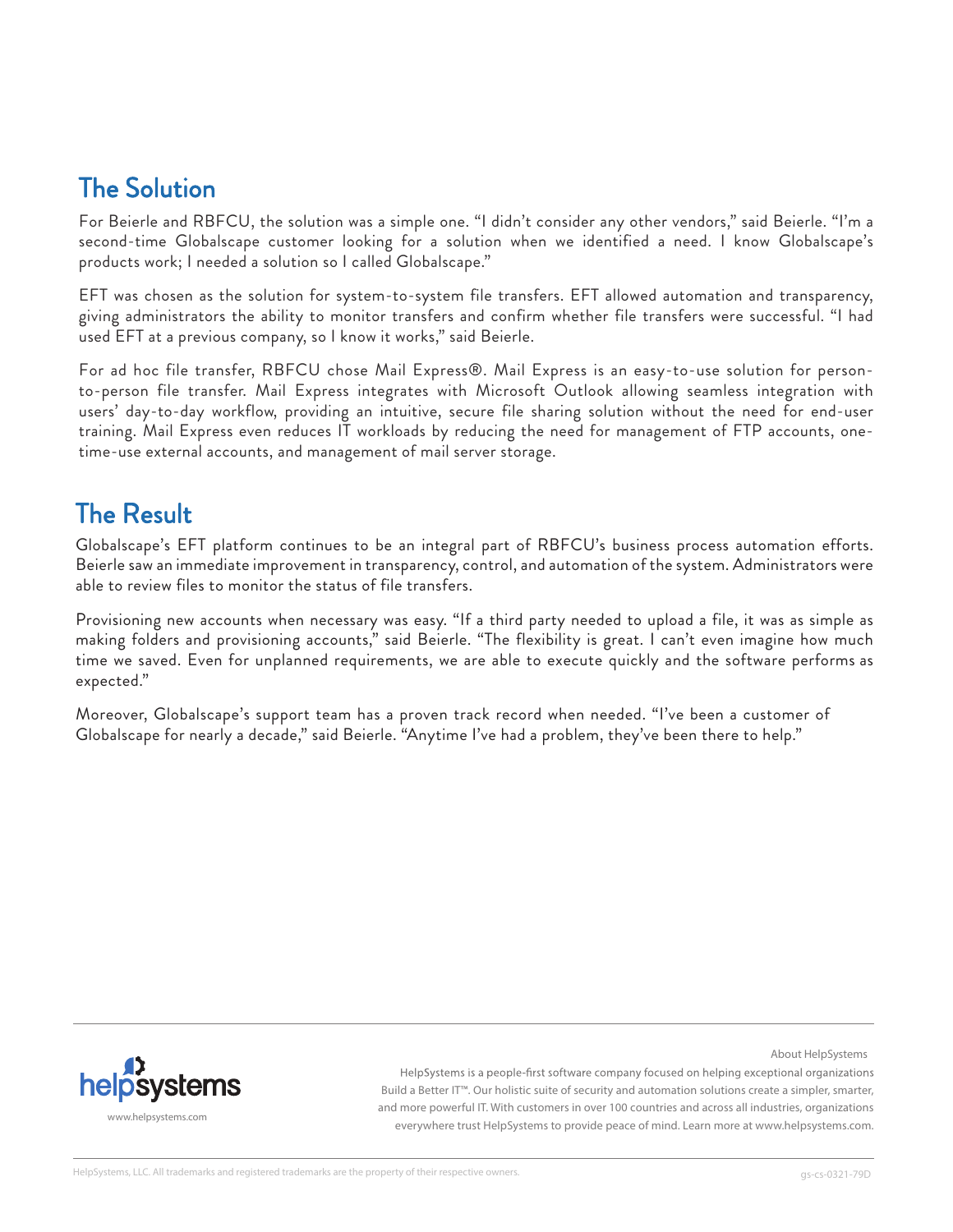## The Solution

For Beierle and RBFCU, the solution was a simple one. "I didn't consider any other vendors," said Beierle. "I'm a second-time Globalscape customer looking for a solution when we identified a need. I know Globalscape's products work; I needed a solution so I called Globalscape."

EFT was chosen as the solution for system-to-system file transfers. EFT allowed automation and transparency, giving administrators the ability to monitor transfers and confirm whether file transfers were successful. "I had used EFT at a previous company, so I know it works," said Beierle.

For ad hoc file transfer, RBFCU chose Mail Express®. Mail Express is an easy-to-use solution for person-to-person file transfer. Mail Express integrates with Microsoft Outlook allowing seamless integration with users' day-to-day workflow, providing an intuitive, secure file sharing solution without the need for end-user training. Mail Express even reduces IT workloads by reducing the need for management of FTP accounts, one-time-use external accounts, and management of mail server storage.

## The Result

Globalscape's EFT platform continues to be an integral part of RBFCU's business process automation efforts. Beierle saw an immediate improvement in transparency, control, and automation of the system. Administrators were able to review files to monitor the status of file transfers.

Provisioning new accounts when necessary was easy. "If a third party needed to upload a file, it was as simple as making folders and provisioning accounts," said Beierle. "The flexibility is great. I can't even imagine how much time we saved. Even for unplanned requirements, we are able to execute quickly and the software performs as expected."

Moreover, Globalscape's support team has a proven track record when needed. "I've been a customer of Globalscape for nearly a decade," said Beierle. "Anytime I've had a problem, they've been there to help."

helpsystems

www.helpsystems.com

About HelpSystems

HelpSystems is a people-first software company focused on helping exceptional organizations Build a Better IT™. Our holistic suite of security and automation solutions create a simpler, smarter, and more powerful IT. With customers in over 100 countries and across all industries, organizations everywhere trust HelpSystems to provide peace of mind. Learn more at www.helpsystems.com.

HelpSystems, LLC. All trademarks and registered trademarks are the property of their respective owners.

gs-cs-0321-79D